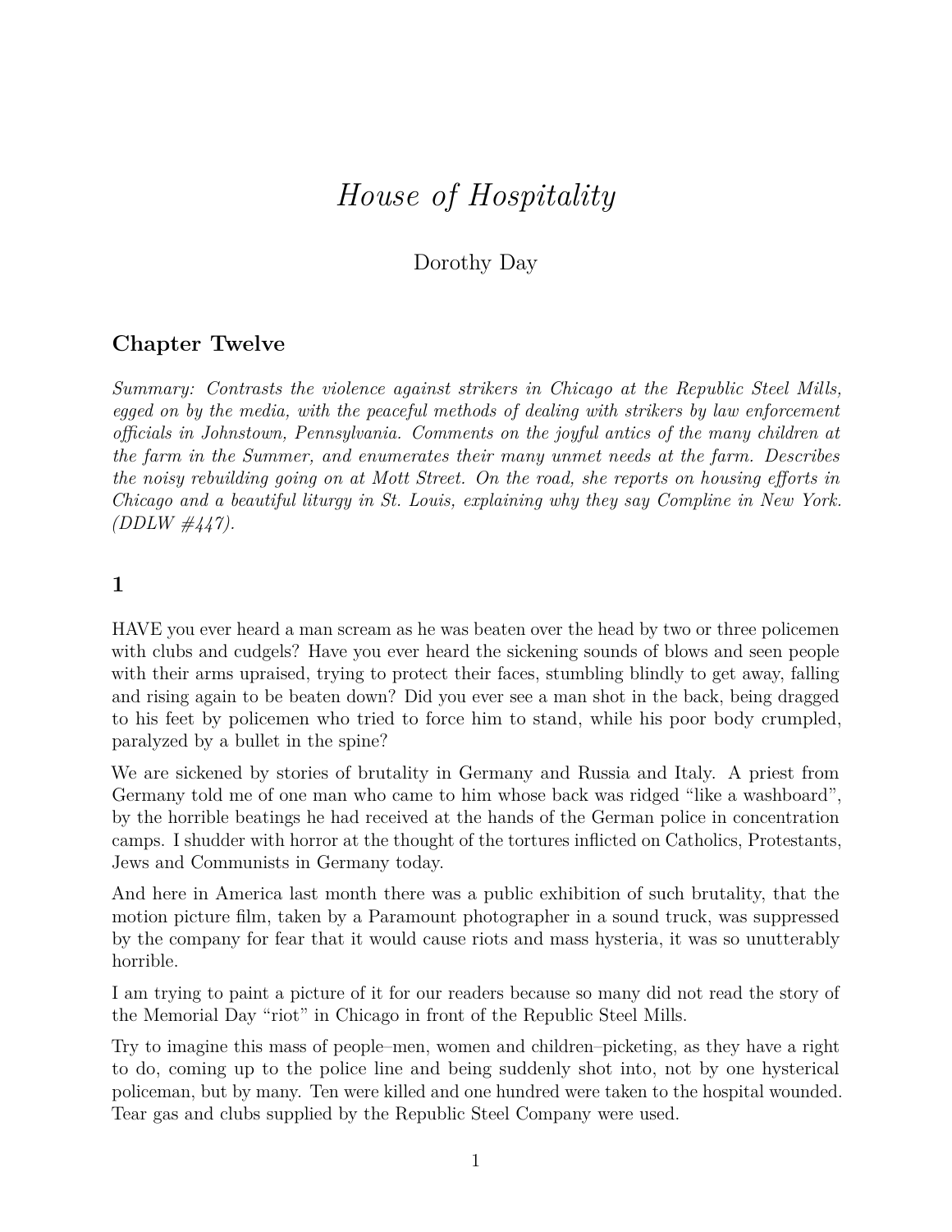# *House of Hospitality*

Dorothy Day

## Chapter Twelve

*Summary: Contrasts the violence against strikers in Chicago at the Republic Steel Mills, egged on by the media, with the peaceful methods of dealing with strikers by law enforcement officials in Johnstown, Pennsylvania. Comments on the joyful antics of the many children at the farm in the Summer, and enumerates their many unmet needs at the farm. Describes the noisy rebuilding going on at Mott Street. On the road, she reports on housing efforts in Chicago and a beautiful liturgy in St. Louis, explaining why they say Compline in New York. (DDLW #447).*

### 1

HAVE you ever heard a man scream as he was beaten over the head by two or three policemen with clubs and cudgels? Have you ever heard the sickening sounds of blows and seen people with their arms upraised, trying to protect their faces, stumbling blindly to get away, falling and rising again to be beaten down? Did you ever see a man shot in the back, being dragged to his feet by policemen who tried to force him to stand, while his poor body crumpled, paralyzed by a bullet in the spine?

We are sickened by stories of brutality in Germany and Russia and Italy. A priest from Germany told me of one man who came to him whose back was ridged "like a washboard", by the horrible beatings he had received at the hands of the German police in concentration camps. I shudder with horror at the thought of the tortures inflicted on Catholics, Protestants, Jews and Communists in Germany today.

And here in America last month there was a public exhibition of such brutality, that the motion picture film, taken by a Paramount photographer in a sound truck, was suppressed by the company for fear that it would cause riots and mass hysteria, it was so unutterably horrible.

I am trying to paint a picture of it for our readers because so many did not read the story of the Memorial Day "riot" in Chicago in front of the Republic Steel Mills.

Try to imagine this mass of people–men, women and children–picketing, as they have a right to do, coming up to the police line and being suddenly shot into, not by one hysterical policeman, but by many. Ten were killed and one hundred were taken to the hospital wounded. Tear gas and clubs supplied by the Republic Steel Company were used.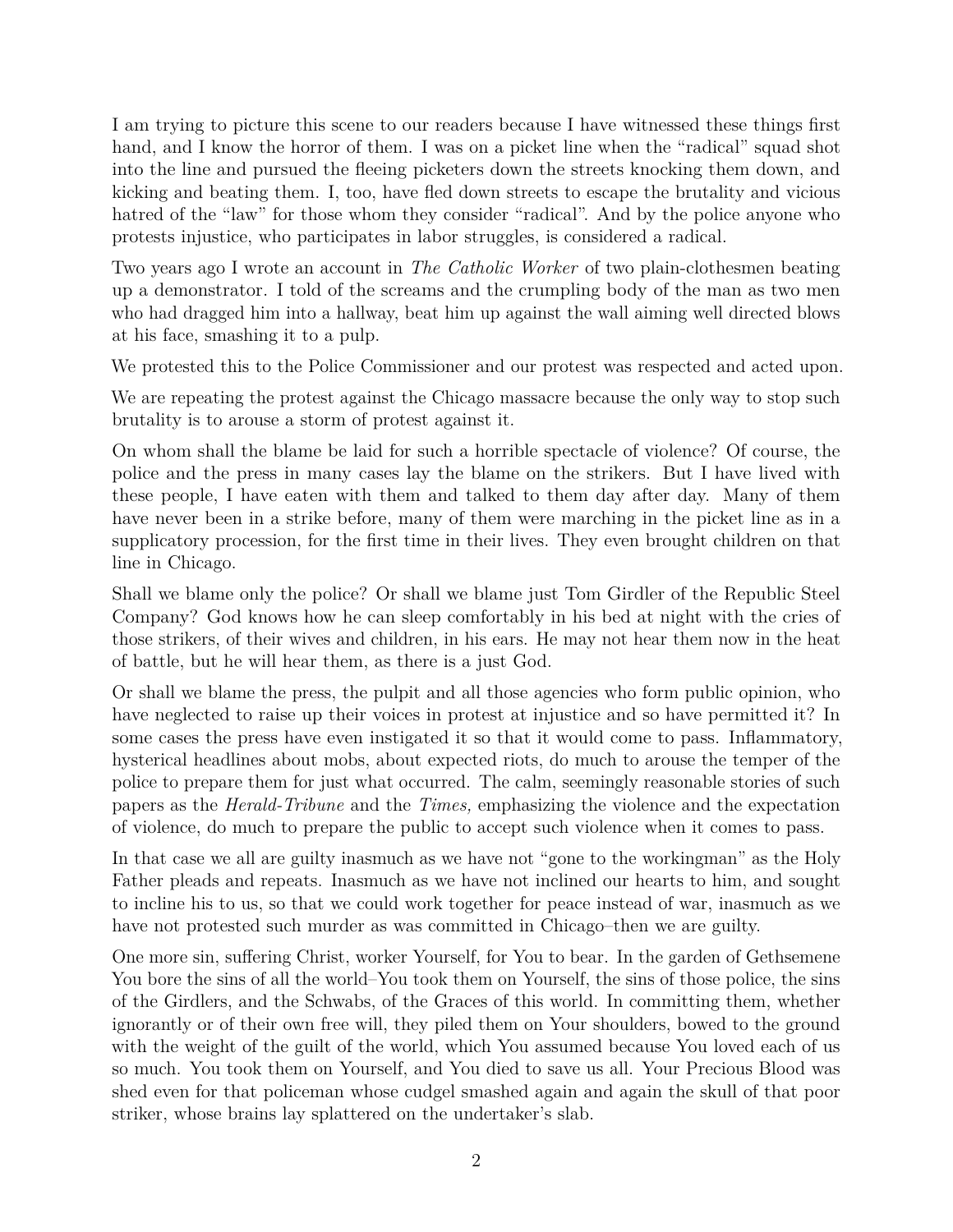I am trying to picture this scene to our readers because I have witnessed these things first hand, and I know the horror of them. I was on a picket line when the "radical" squad shot into the line and pursued the fleeing picketers down the streets knocking them down, and kicking and beating them. I, too, have fled down streets to escape the brutality and vicious hatred of the "law" for those whom they consider "radical". And by the police anyone who protests injustice, who participates in labor struggles, is considered a radical.

Two years ago I wrote an account in *The Catholic Worker* of two plain-clothesmen beating up a demonstrator. I told of the screams and the crumpling body of the man as two men who had dragged him into a hallway, beat him up against the wall aiming well directed blows at his face, smashing it to a pulp.

We protested this to the Police Commissioner and our protest was respected and acted upon.

We are repeating the protest against the Chicago massacre because the only way to stop such brutality is to arouse a storm of protest against it.

On whom shall the blame be laid for such a horrible spectacle of violence? Of course, the police and the press in many cases lay the blame on the strikers. But I have lived with these people, I have eaten with them and talked to them day after day. Many of them have never been in a strike before, many of them were marching in the picket line as in a supplicatory procession, for the first time in their lives. They even brought children on that line in Chicago.

Shall we blame only the police? Or shall we blame just Tom Girdler of the Republic Steel Company? God knows how he can sleep comfortably in his bed at night with the cries of those strikers, of their wives and children, in his ears. He may not hear them now in the heat of battle, but he will hear them, as there is a just God.

Or shall we blame the press, the pulpit and all those agencies who form public opinion, who have neglected to raise up their voices in protest at injustice and so have permitted it? In some cases the press have even instigated it so that it would come to pass. Inflammatory, hysterical headlines about mobs, about expected riots, do much to arouse the temper of the police to prepare them for just what occurred. The calm, seemingly reasonable stories of such papers as the *Herald-Tribune* and the *Times,* emphasizing the violence and the expectation of violence, do much to prepare the public to accept such violence when it comes to pass.

In that case we all are guilty inasmuch as we have not "gone to the workingman" as the Holy Father pleads and repeats. Inasmuch as we have not inclined our hearts to him, and sought to incline his to us, so that we could work together for peace instead of war, inasmuch as we have not protested such murder as was committed in Chicago–then we are guilty.

One more sin, suffering Christ, worker Yourself, for You to bear. In the garden of Gethsemene You bore the sins of all the world–You took them on Yourself, the sins of those police, the sins of the Girdlers, and the Schwabs, of the Graces of this world. In committing them, whether ignorantly or of their own free will, they piled them on Your shoulders, bowed to the ground with the weight of the guilt of the world, which You assumed because You loved each of us so much. You took them on Yourself, and You died to save us all. Your Precious Blood was shed even for that policeman whose cudgel smashed again and again the skull of that poor striker, whose brains lay splattered on the undertaker's slab.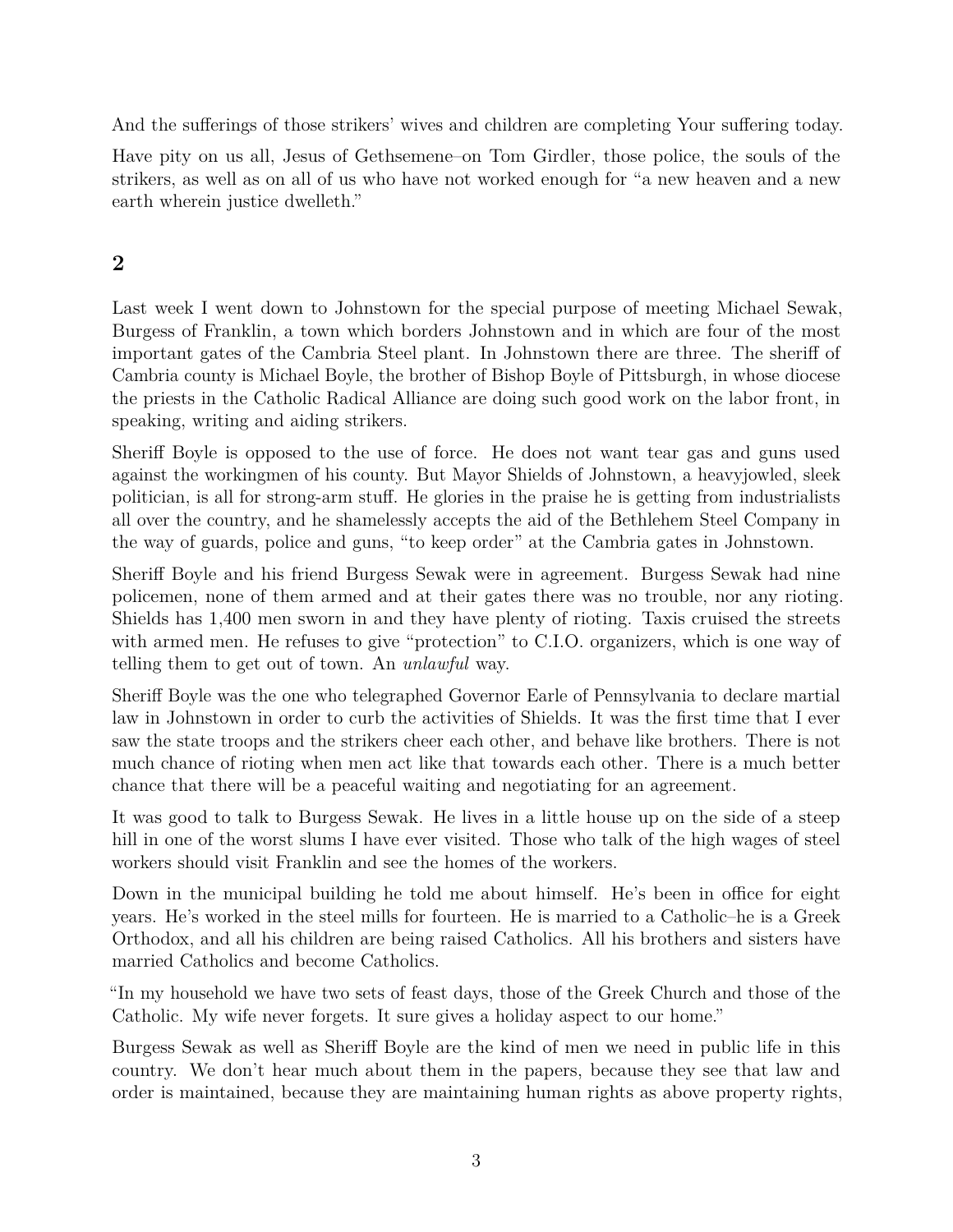And the sufferings of those strikers' wives and children are completing Your suffering today.

Have pity on us all, Jesus of Gethsemene–on Tom Girdler, those police, the souls of the strikers, as well as on all of us who have not worked enough for "a new heaven and a new earth wherein justice dwelleth."

## 2

Last week I went down to Johnstown for the special purpose of meeting Michael Sewak, Burgess of Franklin, a town which borders Johnstown and in which are four of the most important gates of the Cambria Steel plant. In Johnstown there are three. The sheriff of Cambria county is Michael Boyle, the brother of Bishop Boyle of Pittsburgh, in whose diocese the priests in the Catholic Radical Alliance are doing such good work on the labor front, in speaking, writing and aiding strikers.

Sheriff Boyle is opposed to the use of force. He does not want tear gas and guns used against the workingmen of his county. But Mayor Shields of Johnstown, a heavyjowled, sleek politician, is all for strong-arm stuff. He glories in the praise he is getting from industrialists all over the country, and he shamelessly accepts the aid of the Bethlehem Steel Company in the way of guards, police and guns, "to keep order" at the Cambria gates in Johnstown.

Sheriff Boyle and his friend Burgess Sewak were in agreement. Burgess Sewak had nine policemen, none of them armed and at their gates there was no trouble, nor any rioting. Shields has 1,400 men sworn in and they have plenty of rioting. Taxis cruised the streets with armed men. He refuses to give "protection" to C.I.O. organizers, which is one way of telling them to get out of town. An *unlawful* way.

Sheriff Boyle was the one who telegraphed Governor Earle of Pennsylvania to declare martial law in Johnstown in order to curb the activities of Shields. It was the first time that I ever saw the state troops and the strikers cheer each other, and behave like brothers. There is not much chance of rioting when men act like that towards each other. There is a much better chance that there will be a peaceful waiting and negotiating for an agreement.

It was good to talk to Burgess Sewak. He lives in a little house up on the side of a steep hill in one of the worst slums I have ever visited. Those who talk of the high wages of steel workers should visit Franklin and see the homes of the workers.

Down in the municipal building he told me about himself. He's been in office for eight years. He's worked in the steel mills for fourteen. He is married to a Catholic–he is a Greek Orthodox, and all his children are being raised Catholics. All his brothers and sisters have married Catholics and become Catholics.

"In my household we have two sets of feast days, those of the Greek Church and those of the Catholic. My wife never forgets. It sure gives a holiday aspect to our home."

Burgess Sewak as well as Sheriff Boyle are the kind of men we need in public life in this country. We don't hear much about them in the papers, because they see that law and order is maintained, because they are maintaining human rights as above property rights,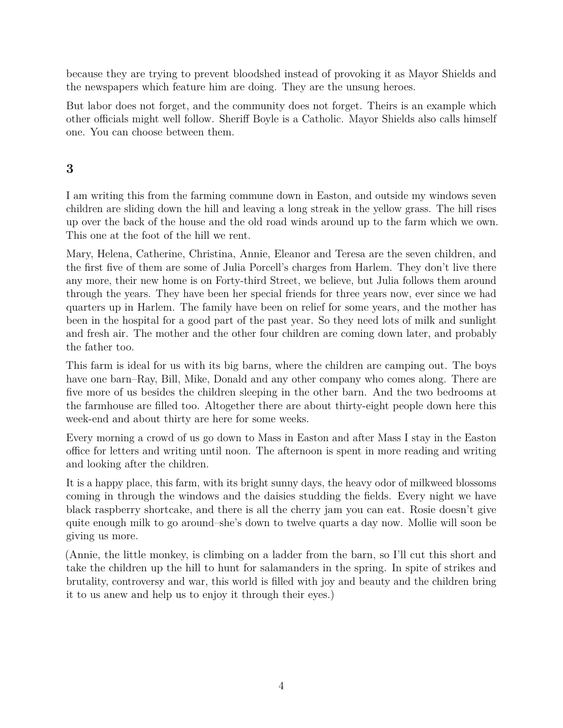because they are trying to prevent bloodshed instead of provoking it as Mayor Shields and the newspapers which feature him are doing. They are the unsung heroes.

But labor does not forget, and the community does not forget. Theirs is an example which other officials might well follow. Sheriff Boyle is a Catholic. Mayor Shields also calls himself one. You can choose between them.

## 3

I am writing this from the farming commune down in Easton, and outside my windows seven children are sliding down the hill and leaving a long streak in the yellow grass. The hill rises up over the back of the house and the old road winds around up to the farm which we own. This one at the foot of the hill we rent.

Mary, Helena, Catherine, Christina, Annie, Eleanor and Teresa are the seven children, and the first five of them are some of Julia Porcell's charges from Harlem. They don't live there any more, their new home is on Forty-third Street, we believe, but Julia follows them around through the years. They have been her special friends for three years now, ever since we had quarters up in Harlem. The family have been on relief for some years, and the mother has been in the hospital for a good part of the past year. So they need lots of milk and sunlight and fresh air. The mother and the other four children are coming down later, and probably the father too.

This farm is ideal for us with its big barns, where the children are camping out. The boys have one barn–Ray, Bill, Mike, Donald and any other company who comes along. There are five more of us besides the children sleeping in the other barn. And the two bedrooms at the farmhouse are filled too. Altogether there are about thirty-eight people down here this week-end and about thirty are here for some weeks.

Every morning a crowd of us go down to Mass in Easton and after Mass I stay in the Easton office for letters and writing until noon. The afternoon is spent in more reading and writing and looking after the children.

It is a happy place, this farm, with its bright sunny days, the heavy odor of milkweed blossoms coming in through the windows and the daisies studding the fields. Every night we have black raspberry shortcake, and there is all the cherry jam you can eat. Rosie doesn't give quite enough milk to go around–she's down to twelve quarts a day now. Mollie will soon be giving us more.

(Annie, the little monkey, is climbing on a ladder from the barn, so I'll cut this short and take the children up the hill to hunt for salamanders in the spring. In spite of strikes and brutality, controversy and war, this world is filled with joy and beauty and the children bring it to us anew and help us to enjoy it through their eyes.)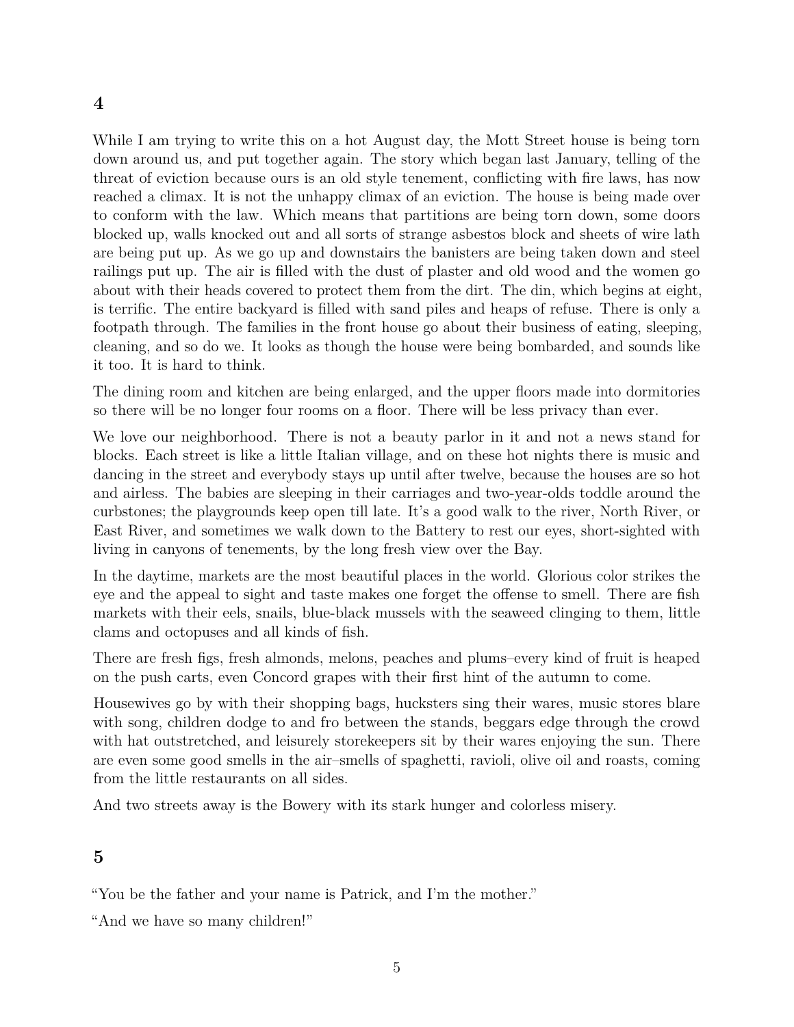## 4

While I am trying to write this on a hot August day, the Mott Street house is being torn down around us, and put together again. The story which began last January, telling of the threat of eviction because ours is an old style tenement, conflicting with fire laws, has now reached a climax. It is not the unhappy climax of an eviction. The house is being made over to conform with the law. Which means that partitions are being torn down, some doors blocked up, walls knocked out and all sorts of strange asbestos block and sheets of wire lath are being put up. As we go up and downstairs the banisters are being taken down and steel railings put up. The air is filled with the dust of plaster and old wood and the women go about with their heads covered to protect them from the dirt. The din, which begins at eight, is terrific. The entire backyard is filled with sand piles and heaps of refuse. There is only a footpath through. The families in the front house go about their business of eating, sleeping, cleaning, and so do we. It looks as though the house were being bombarded, and sounds like it too. It is hard to think.

The dining room and kitchen are being enlarged, and the upper floors made into dormitories so there will be no longer four rooms on a floor. There will be less privacy than ever.

We love our neighborhood. There is not a beauty parlor in it and not a news stand for blocks. Each street is like a little Italian village, and on these hot nights there is music and dancing in the street and everybody stays up until after twelve, because the houses are so hot and airless. The babies are sleeping in their carriages and two-year-olds toddle around the curbstones; the playgrounds keep open till late. It's a good walk to the river, North River, or East River, and sometimes we walk down to the Battery to rest our eyes, short-sighted with living in canyons of tenements, by the long fresh view over the Bay.

In the daytime, markets are the most beautiful places in the world. Glorious color strikes the eye and the appeal to sight and taste makes one forget the offense to smell. There are fish markets with their eels, snails, blue-black mussels with the seaweed clinging to them, little clams and octopuses and all kinds of fish.

There are fresh figs, fresh almonds, melons, peaches and plums–every kind of fruit is heaped on the push carts, even Concord grapes with their first hint of the autumn to come.

Housewives go by with their shopping bags, hucksters sing their wares, music stores blare with song, children dodge to and fro between the stands, beggars edge through the crowd with hat outstretched, and leisurely storekeepers sit by their wares enjoying the sun. There are even some good smells in the air–smells of spaghetti, ravioli, olive oil and roasts, coming from the little restaurants on all sides.

And two streets away is the Bowery with its stark hunger and colorless misery.

## 5

"You be the father and your name is Patrick, and I'm the mother."

"And we have so many children!"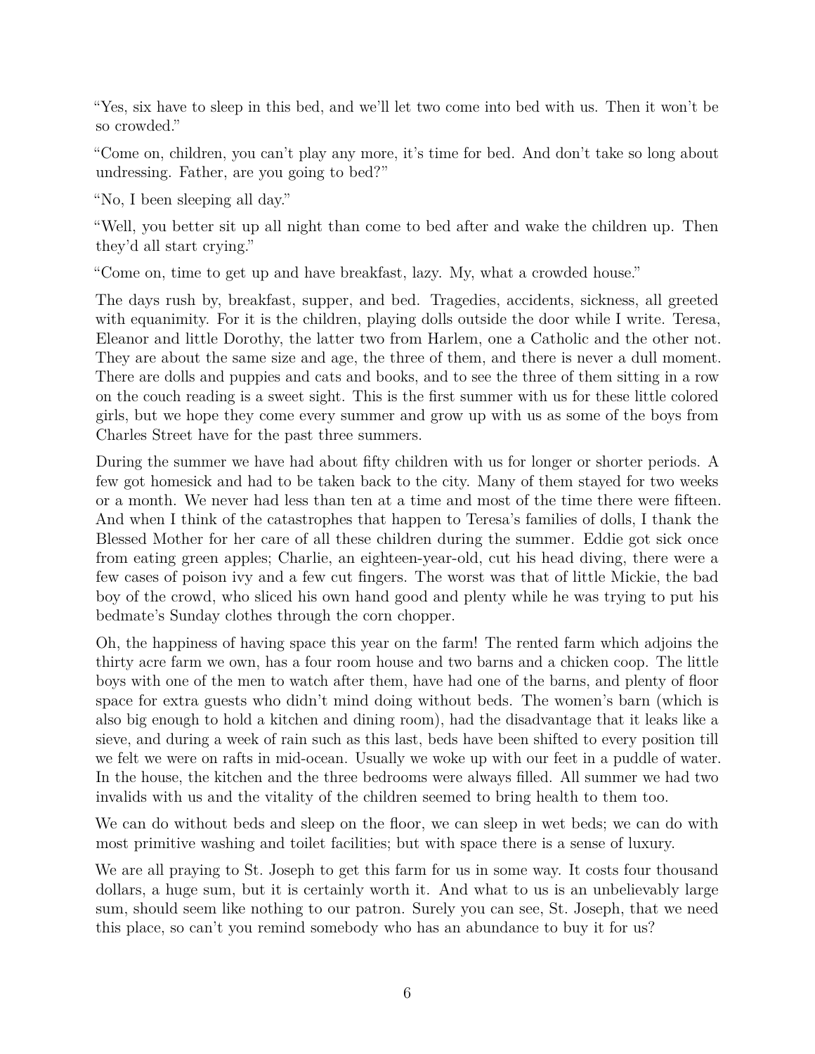"Yes, six have to sleep in this bed, and we'll let two come into bed with us. Then it won't be so crowded."

"Come on, children, you can't play any more, it's time for bed. And don't take so long about undressing. Father, are you going to bed?"

"No, I been sleeping all day."

"Well, you better sit up all night than come to bed after and wake the children up. Then they'd all start crying."

"Come on, time to get up and have breakfast, lazy. My, what a crowded house."

The days rush by, breakfast, supper, and bed. Tragedies, accidents, sickness, all greeted with equanimity. For it is the children, playing dolls outside the door while I write. Teresa, Eleanor and little Dorothy, the latter two from Harlem, one a Catholic and the other not. They are about the same size and age, the three of them, and there is never a dull moment. There are dolls and puppies and cats and books, and to see the three of them sitting in a row on the couch reading is a sweet sight. This is the first summer with us for these little colored girls, but we hope they come every summer and grow up with us as some of the boys from Charles Street have for the past three summers.

During the summer we have had about fifty children with us for longer or shorter periods. A few got homesick and had to be taken back to the city. Many of them stayed for two weeks or a month. We never had less than ten at a time and most of the time there were fifteen. And when I think of the catastrophes that happen to Teresa's families of dolls, I thank the Blessed Mother for her care of all these children during the summer. Eddie got sick once from eating green apples; Charlie, an eighteen-year-old, cut his head diving, there were a few cases of poison ivy and a few cut fingers. The worst was that of little Mickie, the bad boy of the crowd, who sliced his own hand good and plenty while he was trying to put his bedmate's Sunday clothes through the corn chopper.

Oh, the happiness of having space this year on the farm! The rented farm which adjoins the thirty acre farm we own, has a four room house and two barns and a chicken coop. The little boys with one of the men to watch after them, have had one of the barns, and plenty of floor space for extra guests who didn't mind doing without beds. The women's barn (which is also big enough to hold a kitchen and dining room), had the disadvantage that it leaks like a sieve, and during a week of rain such as this last, beds have been shifted to every position till we felt we were on rafts in mid-ocean. Usually we woke up with our feet in a puddle of water. In the house, the kitchen and the three bedrooms were always filled. All summer we had two invalids with us and the vitality of the children seemed to bring health to them too.

We can do without beds and sleep on the floor, we can sleep in wet beds; we can do with most primitive washing and toilet facilities; but with space there is a sense of luxury.

We are all praying to St. Joseph to get this farm for us in some way. It costs four thousand dollars, a huge sum, but it is certainly worth it. And what to us is an unbelievably large sum, should seem like nothing to our patron. Surely you can see, St. Joseph, that we need this place, so can't you remind somebody who has an abundance to buy it for us?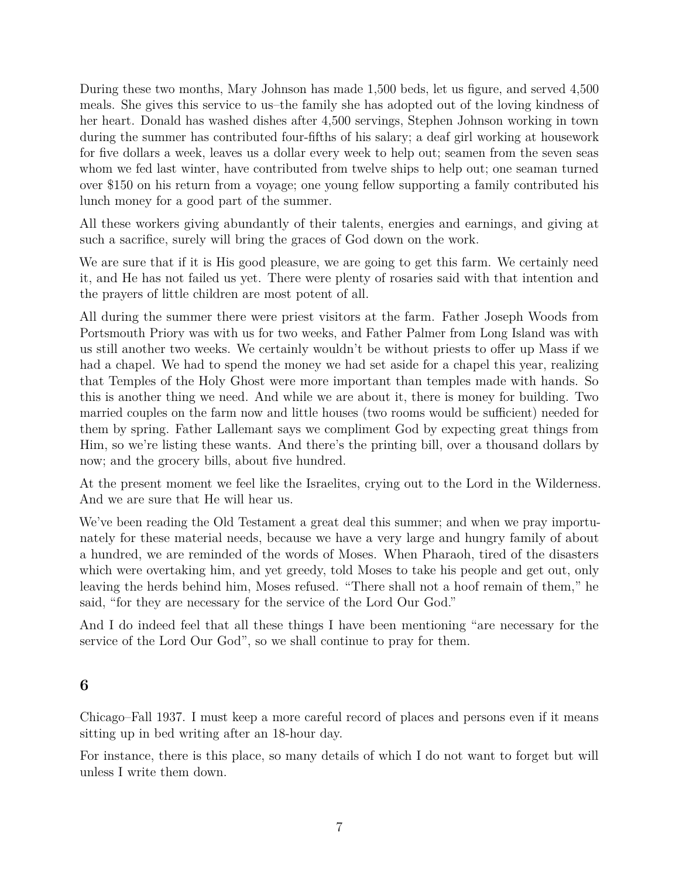During these two months, Mary Johnson has made 1,500 beds, let us figure, and served 4,500 meals. She gives this service to us–the family she has adopted out of the loving kindness of her heart. Donald has washed dishes after 4,500 servings, Stephen Johnson working in town during the summer has contributed four-fifths of his salary; a deaf girl working at housework for five dollars a week, leaves us a dollar every week to help out; seamen from the seven seas whom we fed last winter, have contributed from twelve ships to help out; one seaman turned over $150 on his return from a voyage; one young fellow supporting a family contributed his lunch money for a good part of the summer.

All these workers giving abundantly of their talents, energies and earnings, and giving at such a sacrifice, surely will bring the graces of God down on the work.

We are sure that if it is His good pleasure, we are going to get this farm. We certainly need it, and He has not failed us yet. There were plenty of rosaries said with that intention and the prayers of little children are most potent of all.

All during the summer there were priest visitors at the farm. Father Joseph Woods from Portsmouth Priory was with us for two weeks, and Father Palmer from Long Island was with us still another two weeks. We certainly wouldn't be without priests to offer up Mass if we had a chapel. We had to spend the money we had set aside for a chapel this year, realizing that Temples of the Holy Ghost were more important than temples made with hands. So this is another thing we need. And while we are about it, there is money for building. Two married couples on the farm now and little houses (two rooms would be sufficient) needed for them by spring. Father Lallemant says we compliment God by expecting great things from Him, so we're listing these wants. And there's the printing bill, over a thousand dollars by now; and the grocery bills, about five hundred.

At the present moment we feel like the Israelites, crying out to the Lord in the Wilderness. And we are sure that He will hear us.

We've been reading the Old Testament a great deal this summer; and when we pray importunately for these material needs, because we have a very large and hungry family of about a hundred, we are reminded of the words of Moses. When Pharaoh, tired of the disasters which were overtaking him, and yet greedy, told Moses to take his people and get out, only leaving the herds behind him, Moses refused. "There shall not a hoof remain of them," he said, "for they are necessary for the service of the Lord Our God."

And I do indeed feel that all these things I have been mentioning "are necessary for the service of the Lord Our God", so we shall continue to pray for them.

## 6

Chicago–Fall 1937. I must keep a more careful record of places and persons even if it means sitting up in bed writing after an 18-hour day.

For instance, there is this place, so many details of which I do not want to forget but will unless I write them down.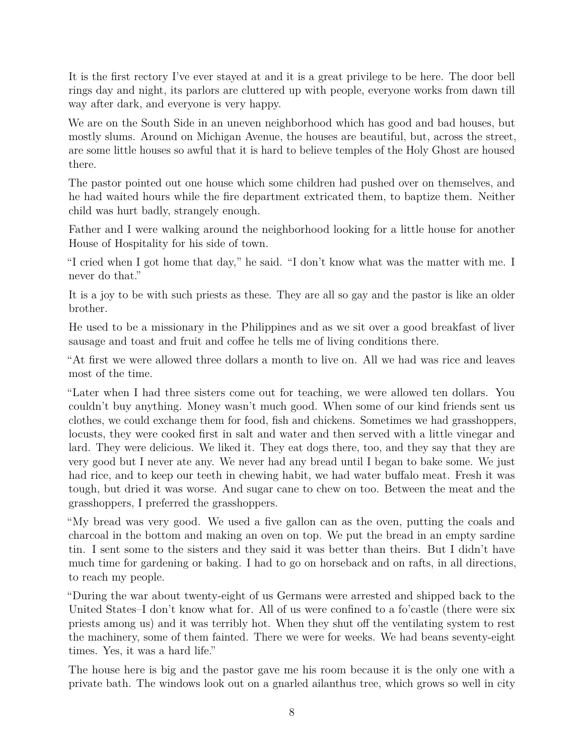It is the first rectory I've ever stayed at and it is a great privilege to be here. The door bell rings day and night, its parlors are cluttered up with people, everyone works from dawn till way after dark, and everyone is very happy.

We are on the South Side in an uneven neighborhood which has good and bad houses, but mostly slums. Around on Michigan Avenue, the houses are beautiful, but, across the street, are some little houses so awful that it is hard to believe temples of the Holy Ghost are housed there.

The pastor pointed out one house which some children had pushed over on themselves, and he had waited hours while the fire department extricated them, to baptize them. Neither child was hurt badly, strangely enough.

Father and I were walking around the neighborhood looking for a little house for another House of Hospitality for his side of town.

"I cried when I got home that day," he said. "I don't know what was the matter with me. I never do that."

It is a joy to be with such priests as these. They are all so gay and the pastor is like an older brother.

He used to be a missionary in the Philippines and as we sit over a good breakfast of liver sausage and toast and fruit and coffee he tells me of living conditions there.

"At first we were allowed three dollars a month to live on. All we had was rice and leaves most of the time.

"Later when I had three sisters come out for teaching, we were allowed ten dollars. You couldn't buy anything. Money wasn't much good. When some of our kind friends sent us clothes, we could exchange them for food, fish and chickens. Sometimes we had grasshoppers, locusts, they were cooked first in salt and water and then served with a little vinegar and lard. They were delicious. We liked it. They eat dogs there, too, and they say that they are very good but I never ate any. We never had any bread until I began to bake some. We just had rice, and to keep our teeth in chewing habit, we had water buffalo meat. Fresh it was tough, but dried it was worse. And sugar cane to chew on too. Between the meat and the grasshoppers, I preferred the grasshoppers.

"My bread was very good. We used a five gallon can as the oven, putting the coals and charcoal in the bottom and making an oven on top. We put the bread in an empty sardine tin. I sent some to the sisters and they said it was better than theirs. But I didn't have much time for gardening or baking. I had to go on horseback and on rafts, in all directions, to reach my people.

"During the war about twenty-eight of us Germans were arrested and shipped back to the United States–I don't know what for. All of us were confined to a fo'castle (there were six priests among us) and it was terribly hot. When they shut off the ventilating system to rest the machinery, some of them fainted. There we were for weeks. We had beans seventy-eight times. Yes, it was a hard life."

The house here is big and the pastor gave me his room because it is the only one with a private bath. The windows look out on a gnarled ailanthus tree, which grows so well in city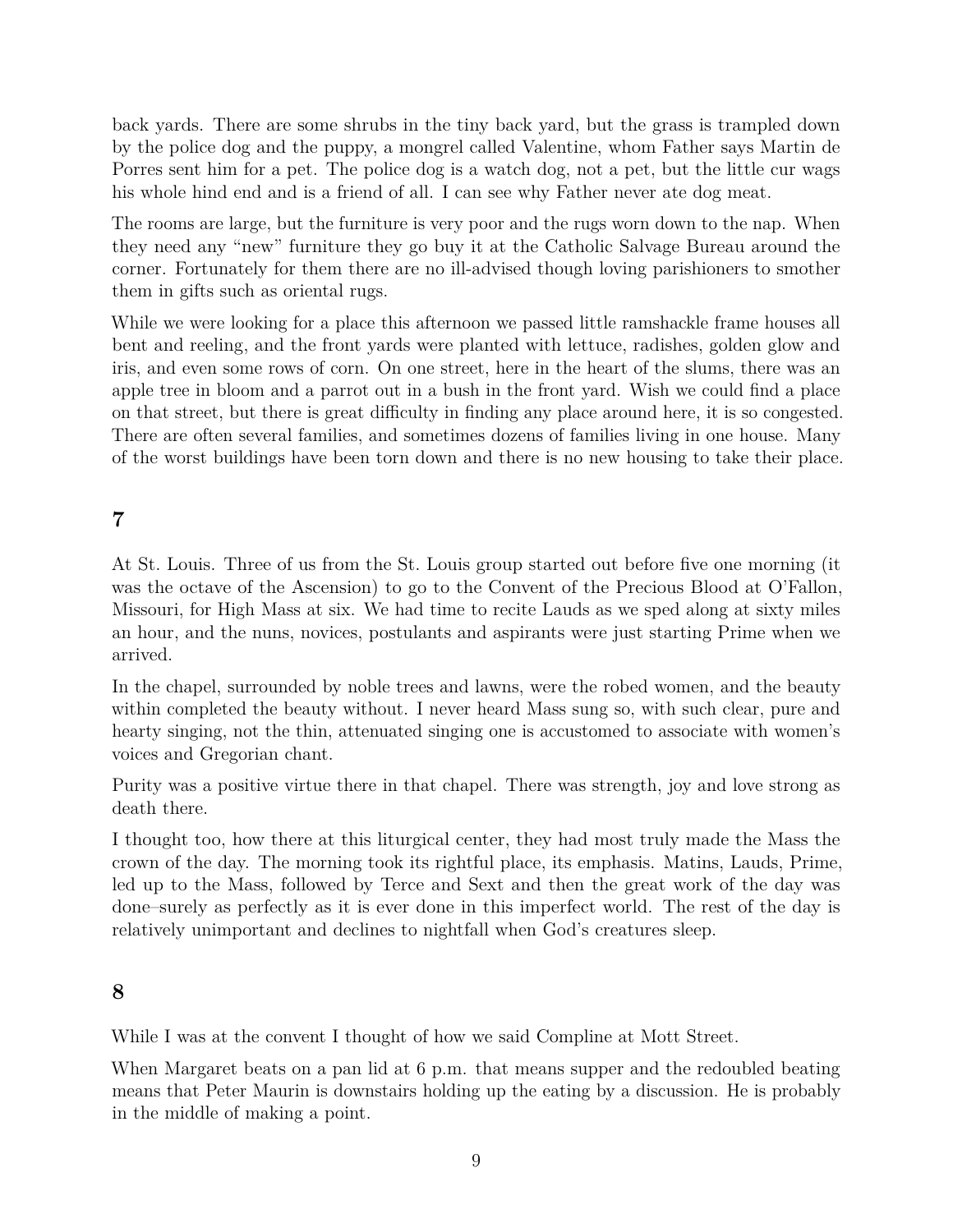back yards. There are some shrubs in the tiny back yard, but the grass is trampled down by the police dog and the puppy, a mongrel called Valentine, whom Father says Martin de Porres sent him for a pet. The police dog is a watch dog, not a pet, but the little cur wags his whole hind end and is a friend of all. I can see why Father never ate dog meat.

The rooms are large, but the furniture is very poor and the rugs worn down to the nap. When they need any "new" furniture they go buy it at the Catholic Salvage Bureau around the corner. Fortunately for them there are no ill-advised though loving parishioners to smother them in gifts such as oriental rugs.

While we were looking for a place this afternoon we passed little ramshackle frame houses all bent and reeling, and the front yards were planted with lettuce, radishes, golden glow and iris, and even some rows of corn. On one street, here in the heart of the slums, there was an apple tree in bloom and a parrot out in a bush in the front yard. Wish we could find a place on that street, but there is great difficulty in finding any place around here, it is so congested. There are often several families, and sometimes dozens of families living in one house. Many of the worst buildings have been torn down and there is no new housing to take their place.

## 7

At St. Louis. Three of us from the St. Louis group started out before five one morning (it was the octave of the Ascension) to go to the Convent of the Precious Blood at O'Fallon, Missouri, for High Mass at six. We had time to recite Lauds as we sped along at sixty miles an hour, and the nuns, novices, postulants and aspirants were just starting Prime when we arrived.

In the chapel, surrounded by noble trees and lawns, were the robed women, and the beauty within completed the beauty without. I never heard Mass sung so, with such clear, pure and hearty singing, not the thin, attenuated singing one is accustomed to associate with women's voices and Gregorian chant.

Purity was a positive virtue there in that chapel. There was strength, joy and love strong as death there.

I thought too, how there at this liturgical center, they had most truly made the Mass the crown of the day. The morning took its rightful place, its emphasis. Matins, Lauds, Prime, led up to the Mass, followed by Terce and Sext and then the great work of the day was done–surely as perfectly as it is ever done in this imperfect world. The rest of the day is relatively unimportant and declines to nightfall when God's creatures sleep.

## 8

While I was at the convent I thought of how we said Compline at Mott Street.

When Margaret beats on a pan lid at 6 p.m. that means supper and the redoubled beating means that Peter Maurin is downstairs holding up the eating by a discussion. He is probably in the middle of making a point.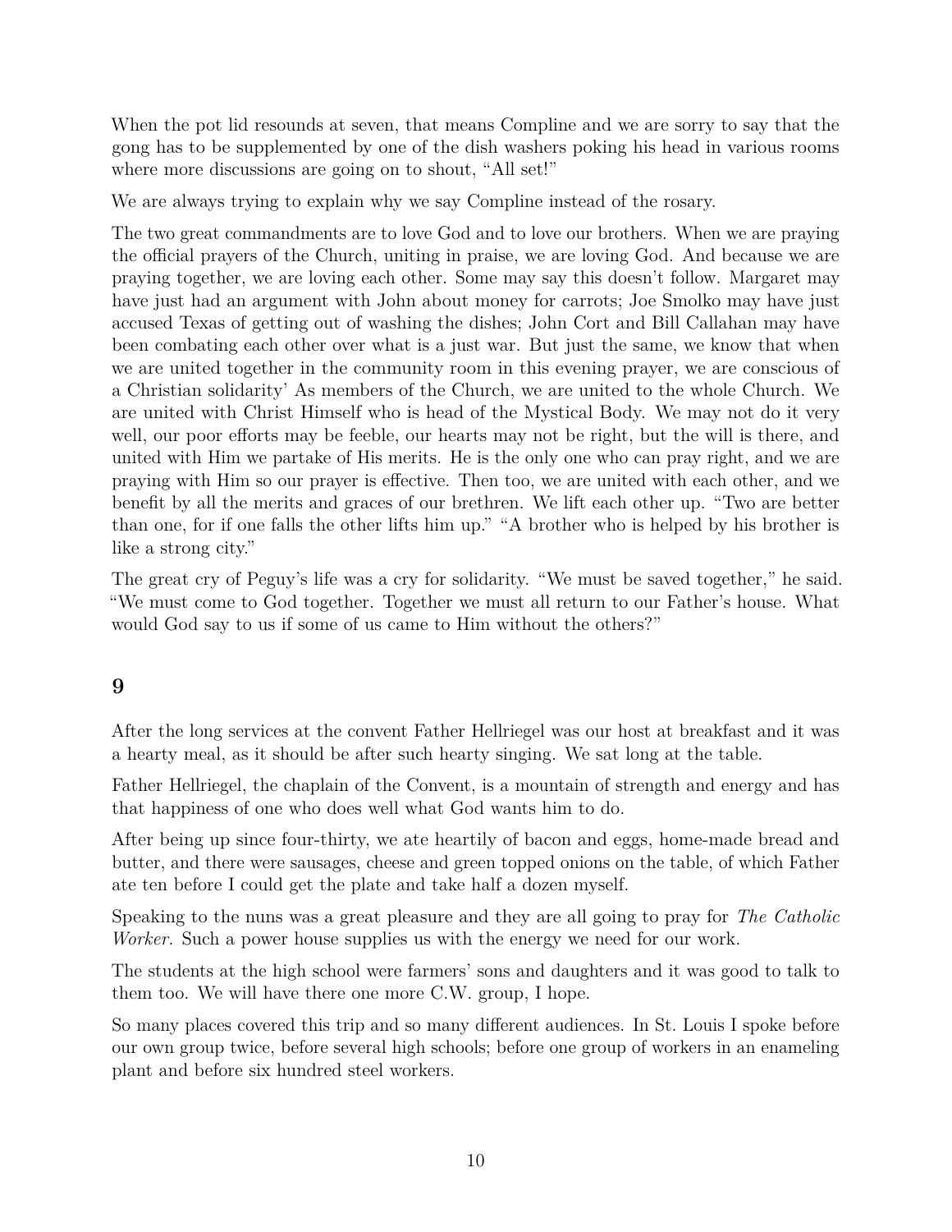When the pot lid resounds at seven, that means Compline and we are sorry to say that the gong has to be supplemented by one of the dish washers poking his head in various rooms where more discussions are going on to shout, "All set!"

We are always trying to explain why we say Compline instead of the rosary.

The two great commandments are to love God and to love our brothers. When we are praying the official prayers of the Church, uniting in praise, we are loving God. And because we are praying together, we are loving each other. Some may say this doesn't follow. Margaret may have just had an argument with John about money for carrots; Joe Smolko may have just accused Texas of getting out of washing the dishes; John Cort and Bill Callahan may have been combating each other over what is a just war. But just the same, we know that when we are united together in the community room in this evening prayer, we are conscious of a Christian solidarity' As members of the Church, we are united to the whole Church. We are united with Christ Himself who is head of the Mystical Body. We may not do it very well, our poor efforts may be feeble, our hearts may not be right, but the will is there, and united with Him we partake of His merits. He is the only one who can pray right, and we are praying with Him so our prayer is effective. Then too, we are united with each other, and we benefit by all the merits and graces of our brethren. We lift each other up. "Two are better than one, for if one falls the other lifts him up." "A brother who is helped by his brother is like a strong city."

The great cry of Peguy's life was a cry for solidarity. "We must be saved together," he said. "We must come to God together. Together we must all return to our Father's house. What would God say to us if some of us came to Him without the others?"

## 9

After the long services at the convent Father Hellriegel was our host at breakfast and it was a hearty meal, as it should be after such hearty singing. We sat long at the table.

Father Hellriegel, the chaplain of the Convent, is a mountain of strength and energy and has that happiness of one who does well what God wants him to do.

After being up since four-thirty, we ate heartily of bacon and eggs, home-made bread and butter, and there were sausages, cheese and green topped onions on the table, of which Father ate ten before I could get the plate and take half a dozen myself.

Speaking to the nuns was a great pleasure and they are all going to pray for *The Catholic Worker.* Such a power house supplies us with the energy we need for our work.

The students at the high school were farmers' sons and daughters and it was good to talk to them too. We will have there one more C.W. group, I hope.

So many places covered this trip and so many different audiences. In St. Louis I spoke before our own group twice, before several high schools; before one group of workers in an enameling plant and before six hundred steel workers.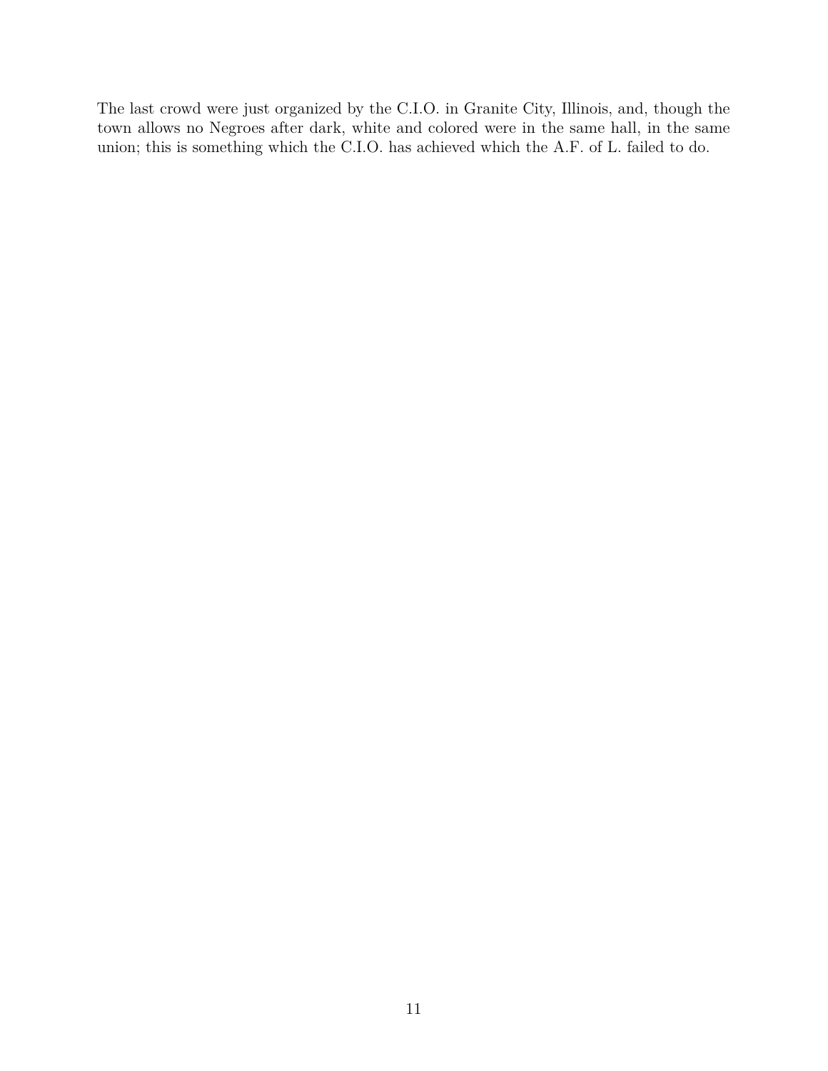The last crowd were just organized by the C.I.O. in Granite City, Illinois, and, though the town allows no Negroes after dark, white and colored were in the same hall, in the same union; this is something which the C.I.O. has achieved which the A.F. of L. failed to do.